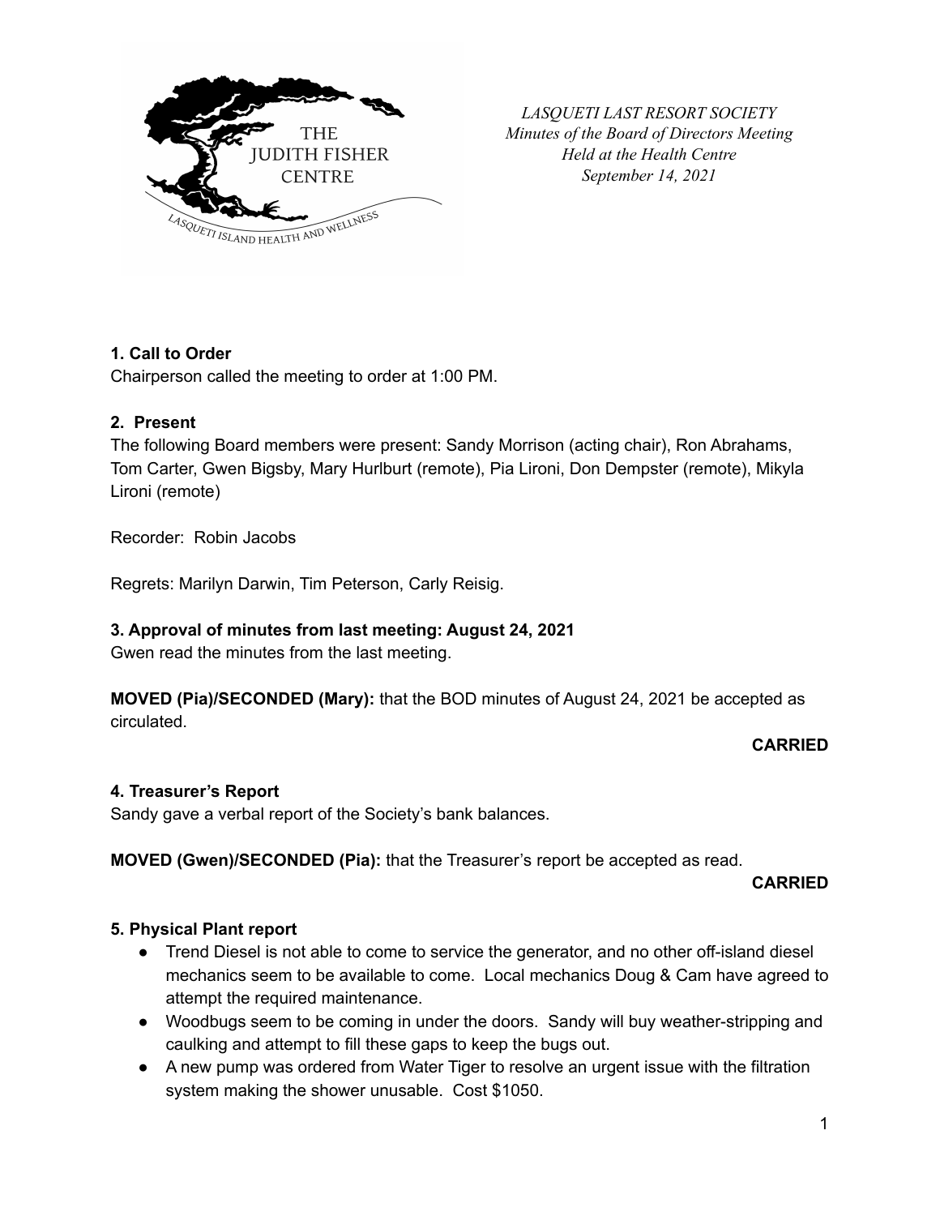*LASQUETI LAST RESORT SOCIETY*
*Minutes of the Board of Directors Meeting*
*Held at the Health Centre*
*September 14, 2021*

**1. Call to Order**

Chairperson called the meeting to order at 1:00 PM.

**2. Present**

The following Board members were present: Sandy Morrison (acting chair), Ron Abrahams, Tom Carter, Gwen Bigsby, Mary Hurlburt (remote), Pia Lironi, Don Dempster (remote), Mikyla Lironi (remote)

Recorder: Robin Jacobs

Regrets: Marilyn Darwin, Tim Peterson, Carly Reisig.

**3. Approval of minutes from last meeting: August 24, 2021**

Gwen read the minutes from the last meeting.

**MOVED (Pia)/SECONDED (Mary):** that the BOD minutes of August 24, 2021 be accepted as circulated.

**CARRIED**

**4. Treasurer's Report**

Sandy gave a verbal report of the Society's bank balances.

**MOVED (Gwen)/SECONDED (Pia):** that the Treasurer's report be accepted as read.

**CARRIED**

**5. Physical Plant report**

- Trend Diesel is not able to come to service the generator, and no other off-island diesel mechanics seem to be available to come. Local mechanics Doug & Cam have agreed to attempt the required maintenance.
- Woodbugs seem to be coming in under the doors. Sandy will buy weather-stripping and caulking and attempt to fill these gaps to keep the bugs out.
- A new pump was ordered from Water Tiger to resolve an urgent issue with the filtration system making the shower unusable. Cost $1050.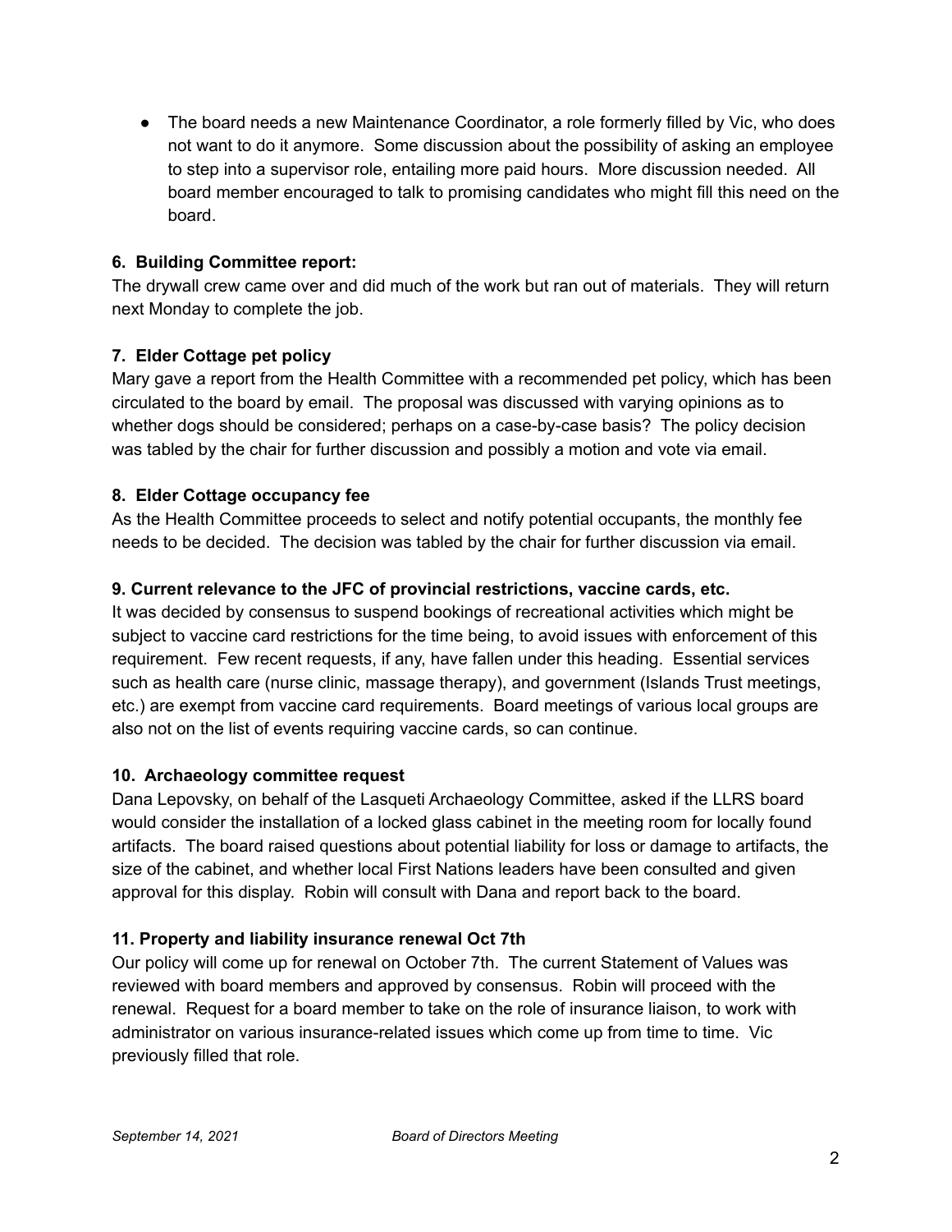- The board needs a new Maintenance Coordinator, a role formerly filled by Vic, who does not want to do it anymore. Some discussion about the possibility of asking an employee to step into a supervisor role, entailing more paid hours. More discussion needed. All board member encouraged to talk to promising candidates who might fill this need on the board.

**6. Building Committee report:**

The drywall crew came over and did much of the work but ran out of materials. They will return next Monday to complete the job.

**7. Elder Cottage pet policy**

Mary gave a report from the Health Committee with a recommended pet policy, which has been circulated to the board by email. The proposal was discussed with varying opinions as to whether dogs should be considered; perhaps on a case-by-case basis? The policy decision was tabled by the chair for further discussion and possibly a motion and vote via email.

**8. Elder Cottage occupancy fee**

As the Health Committee proceeds to select and notify potential occupants, the monthly fee needs to be decided. The decision was tabled by the chair for further discussion via email.

**9. Current relevance to the JFC of provincial restrictions, vaccine cards, etc.**

It was decided by consensus to suspend bookings of recreational activities which might be subject to vaccine card restrictions for the time being, to avoid issues with enforcement of this requirement. Few recent requests, if any, have fallen under this heading. Essential services such as health care (nurse clinic, massage therapy), and government (Islands Trust meetings, etc.) are exempt from vaccine card requirements. Board meetings of various local groups are also not on the list of events requiring vaccine cards, so can continue.

**10. Archaeology committee request**

Dana Lepovsky, on behalf of the Lasqueti Archaeology Committee, asked if the LLRS board would consider the installation of a locked glass cabinet in the meeting room for locally found artifacts. The board raised questions about potential liability for loss or damage to artifacts, the size of the cabinet, and whether local First Nations leaders have been consulted and given approval for this display. Robin will consult with Dana and report back to the board.

**11. Property and liability insurance renewal Oct 7th**

Our policy will come up for renewal on October 7th. The current Statement of Values was reviewed with board members and approved by consensus. Robin will proceed with the renewal. Request for a board member to take on the role of insurance liaison, to work with administrator on various insurance-related issues which come up from time to time. Vic previously filled that role.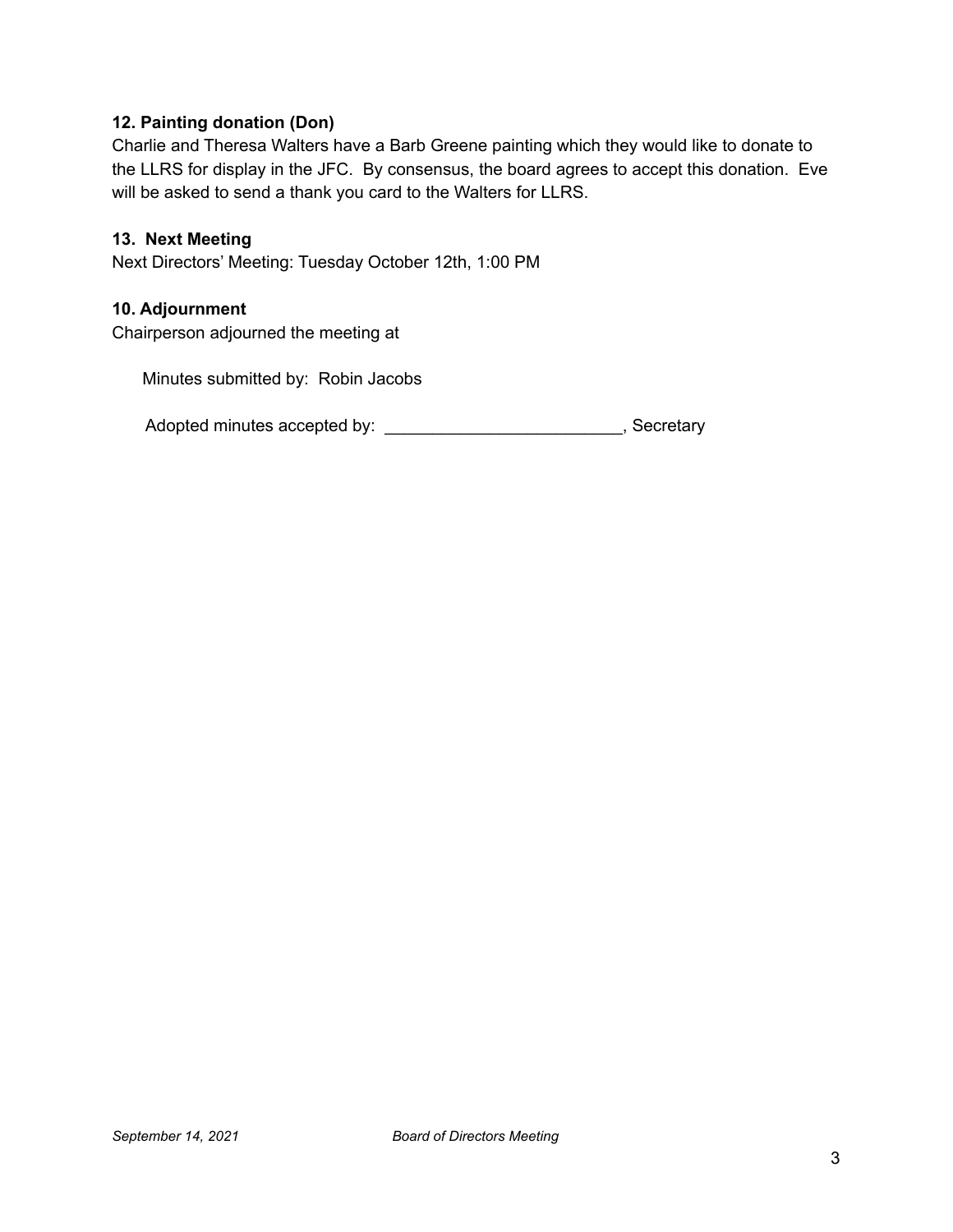### 12. Painting donation (Don)

Charlie and Theresa Walters have a Barb Greene painting which they would like to donate to the LLRS for display in the JFC. By consensus, the board agrees to accept this donation. Eve will be asked to send a thank you card to the Walters for LLRS.

### 13. Next Meeting

Next Directors' Meeting: Tuesday October 12th, 1:00 PM

### 10. Adjournment

Chairperson adjourned the meeting at

Minutes submitted by: Robin Jacobs

Adopted minutes accepted by: ________________________, Secretary